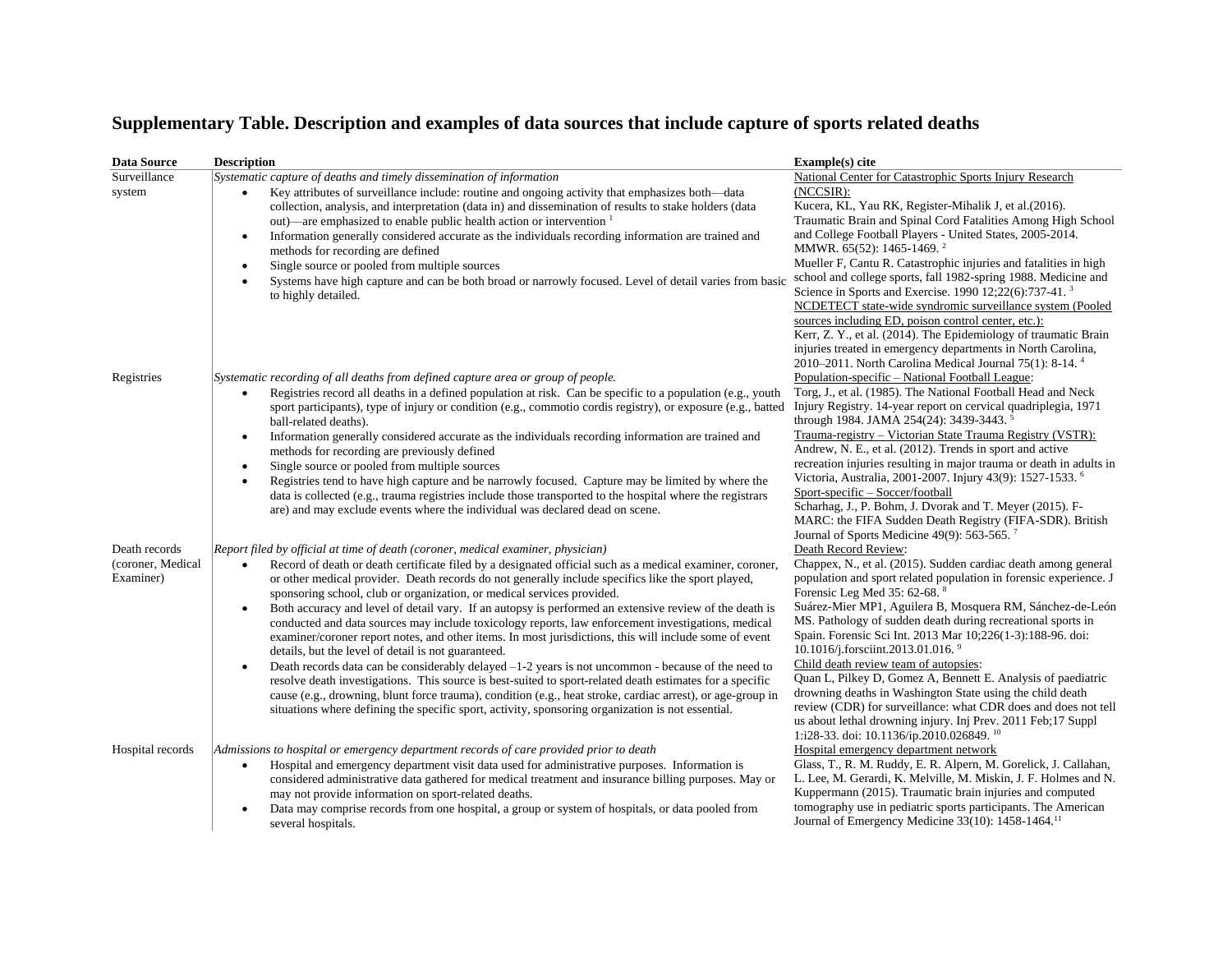## Supplementary Table. Description and examples of data sources that include capture of sports related deaths

| Data Source | Description | Example(s) cite |
|---|---|---|
| Surveillance system | *Systematic capture of deaths and timely dissemination of information*<br>• Key attributes of surveillance include: routine and ongoing activity that emphasizes both—data collection, analysis, and interpretation (data in) and dissemination of results to stake holders (data out)—are emphasized to enable public health action or intervention [1]<br>• Information generally considered accurate as the individuals recording information are trained and methods for recording are defined<br>• Single source or pooled from multiple sources<br>• Systems have high capture and can be both broad or narrowly focused. Level of detail varies from basic to highly detailed. | National Center for Catastrophic Sports Injury Research (NCCSIR):<br>Kucera, KL, Yau RK, Register-Mihalik J, et al.(2016). Traumatic Brain and Spinal Cord Fatalities Among High School and College Football Players - United States, 2005-2014. MMWR. 65(52): 1465-1469. [2]<br>Mueller F, Cantu R. Catastrophic injuries and fatalities in high school and college sports, fall 1982-spring 1988. Medicine and Science in Sports and Exercise. 1990 12;22(6):737-41. [3]<br>NCDETECT state-wide syndromic surveillance system (Pooled sources including ED, poison control center, etc.):<br>Kerr, Z. Y., et al. (2014). The Epidemiology of traumatic Brain injuries treated in emergency departments in North Carolina, 2010–2011. North Carolina Medical Journal 75(1): 8-14. [4] |
| Registries | *Systematic recording of all deaths from defined capture area or group of people.*<br>• Registries record all deaths in a defined population at risk. Can be specific to a population (e.g., youth sport participants), type of injury or condition (e.g., commotio cordis registry), or exposure (e.g., batted ball-related deaths).<br>• Information generally considered accurate as the individuals recording information are trained and methods for recording are previously defined<br>• Single source or pooled from multiple sources<br>• Registries tend to have high capture and be narrowly focused. Capture may be limited by where the data is collected (e.g., trauma registries include those transported to the hospital where the registrars are) and may exclude events where the individual was declared dead on scene. | Population-specific – National Football League:<br>Torg, J., et al. (1985). The National Football Head and Neck Injury Registry. 14-year report on cervical quadriplegia, 1971 through 1984. JAMA 254(24): 3439-3443. [5]<br>Trauma-registry – Victorian State Trauma Registry (VSTR):<br>Andrew, N. E., et al. (2012). Trends in sport and active recreation injuries resulting in major trauma or death in adults in Victoria, Australia, 2001-2007. Injury 43(9): 1527-1533. [6]<br>Sport-specific – Soccer/football<br>Scharhag, J., P. Bohm, J. Dvorak and T. Meyer (2015). F-MARC: the FIFA Sudden Death Registry (FIFA-SDR). British Journal of Sports Medicine 49(9): 563-565. [7] |
| Death records (coroner, Medical Examiner) | *Report filed by official at time of death (coroner, medical examiner, physician)*<br>• Record of death or death certificate filed by a designated official such as a medical examiner, coroner, or other medical provider. Death records do not generally include specifics like the sport played, sponsoring school, club or organization, or medical services provided.<br>• Both accuracy and level of detail vary. If an autopsy is performed an extensive review of the death is conducted and data sources may include toxicology reports, law enforcement investigations, medical examiner/coroner report notes, and other items. In most jurisdictions, this will include some of event details, but the level of detail is not guaranteed.<br>• Death records data can be considerably delayed –1-2 years is not uncommon - because of the need to resolve death investigations. This source is best-suited to sport-related death estimates for a specific cause (e.g., drowning, blunt force trauma), condition (e.g., heat stroke, cardiac arrest), or age-group in situations where defining the specific sport, activity, sponsoring organization is not essential. | Death Record Review:<br>Chappex, N., et al. (2015). Sudden cardiac death among general population and sport related population in forensic experience. J Forensic Leg Med 35: 62-68. [8]<br>Suárez-Mier MP1, Aguilera B, Mosquera RM, Sánchez-de-León MS. Pathology of sudden death during recreational sports in Spain. Forensic Sci Int. 2013 Mar 10;226(1-3):188-96. doi: 10.1016/j.forsciint.2013.01.016. [9]<br>Child death review team of autopsies:<br>Quan L, Pilkey D, Gomez A, Bennett E. Analysis of paediatric drowning deaths in Washington State using the child death review (CDR) for surveillance: what CDR does and does not tell us about lethal drowning injury. Inj Prev. 2011 Feb;17 Suppl 1:i28-33. doi: 10.1136/ip.2010.026849. [10] |
| Hospital records | *Admissions to hospital or emergency department records of care provided prior to death*<br>• Hospital and emergency department visit data used for administrative purposes. Information is considered administrative data gathered for medical treatment and insurance billing purposes. May or may not provide information on sport-related deaths.<br>• Data may comprise records from one hospital, a group or system of hospitals, or data pooled from several hospitals. | Hospital emergency department network<br>Glass, T., R. M. Ruddy, E. R. Alpern, M. Gorelick, J. Callahan, L. Lee, M. Gerardi, K. Melville, M. Miskin, J. F. Holmes and N. Kuppermann (2015). Traumatic brain injuries and computed tomography use in pediatric sports participants. The American Journal of Emergency Medicine 33(10): 1458-1464.[11] |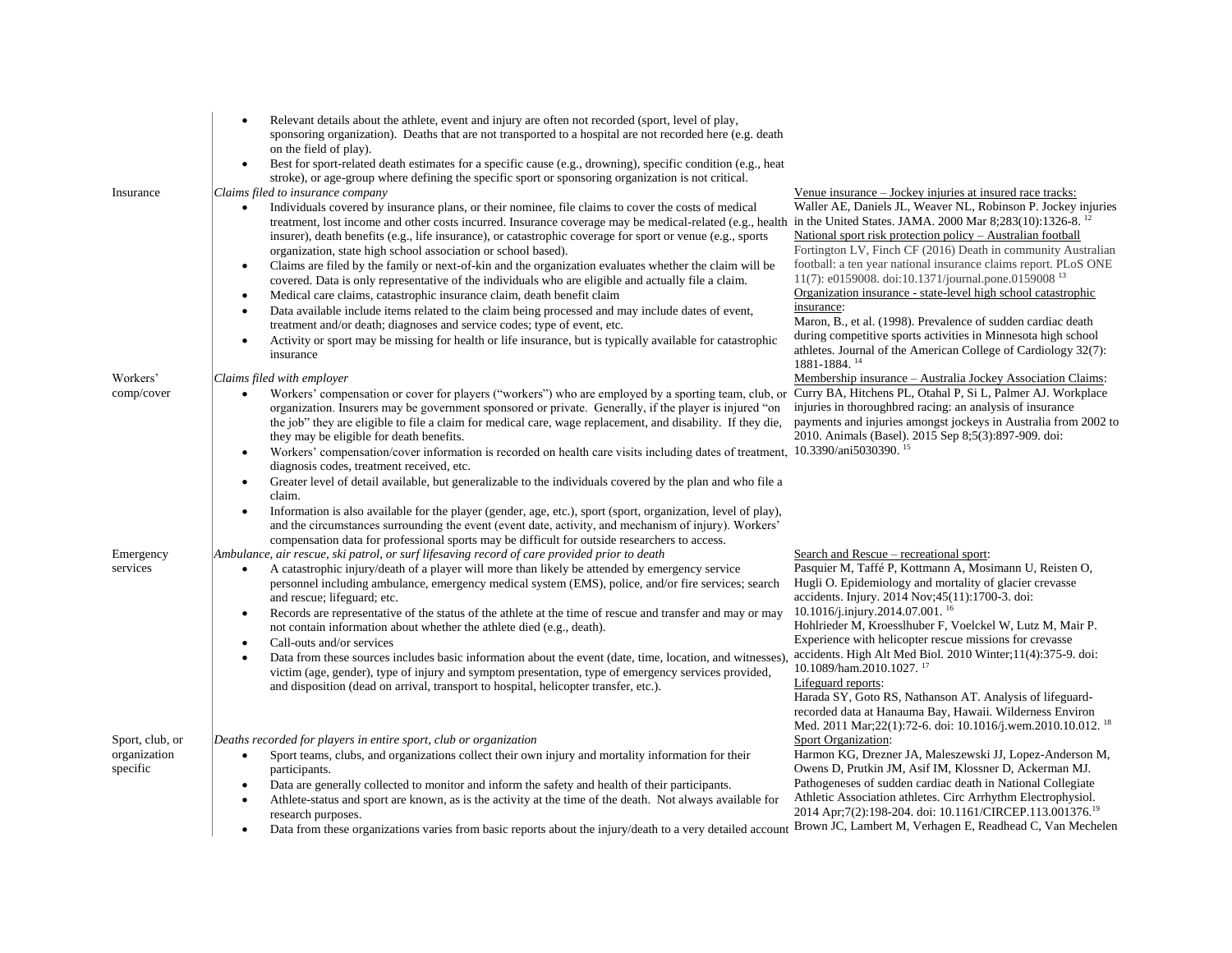| | | |
|---|---|---|
| | • Relevant details about the athlete, event and injury are often not recorded (sport, level of play, sponsoring organization). Deaths that are not transported to a hospital are not recorded here (e.g. death on the field of play).<br>• Best for sport-related death estimates for a specific cause (e.g., drowning), specific condition (e.g., heat stroke), or age-group where defining the specific sport or sponsoring organization is not critical. | |
| Insurance | *Claims filed to insurance company*<br>• Individuals covered by insurance plans, or their nominee, file claims to cover the costs of medical treatment, lost income and other costs incurred. Insurance coverage may be medical-related (e.g., health insurer), death benefits (e.g., life insurance), or catastrophic coverage for sport or venue (e.g., sports organization, state high school association or school based).<br>• Claims are filed by the family or next-of-kin and the organization evaluates whether the claim will be covered. Data is only representative of the individuals who are eligible and actually file a claim.<br>• Medical care claims, catastrophic insurance claim, death benefit claim<br>• Data available include items related to the claim being processed and may include dates of event, treatment and/or death; diagnoses and service codes; type of event, etc.<br>• Activity or sport may be missing for health or life insurance, but is typically available for catastrophic insurance | Venue insurance – Jockey injuries at insured race tracks:<br>Waller AE, Daniels JL, Weaver NL, Robinson P. Jockey injuries in the United States. JAMA. 2000 Mar 8;283(10):1326-8. [12]<br>National sport risk protection policy – Australian football<br>Fortington LV, Finch CF (2016) Death in community Australian football: a ten year national insurance claims report. PLoS ONE 11(7): e0159008. doi:10.1371/journal.pone.0159008 [13]<br>Organization insurance - state-level high school catastrophic insurance:<br>Maron, B., et al. (1998). Prevalence of sudden cardiac death during competitive sports activities in Minnesota high school athletes. Journal of the American College of Cardiology 32(7): 1881-1884. [14] |
| Workers' comp/cover | *Claims filed with employer*<br>• Workers' compensation or cover for players ("workers") who are employed by a sporting team, club, or organization. Insurers may be government sponsored or private. Generally, if the player is injured "on the job" they are eligible to file a claim for medical care, wage replacement, and disability. If they die, they may be eligible for death benefits.<br>• Workers' compensation/cover information is recorded on health care visits including dates of treatment, diagnosis codes, treatment received, etc.<br>• Greater level of detail available, but generalizable to the individuals covered by the plan and who file a claim.<br>• Information is also available for the player (gender, age, etc.), sport (sport, organization, level of play), and the circumstances surrounding the event (event date, activity, and mechanism of injury). Workers' compensation data for professional sports may be difficult for outside researchers to access. | Membership insurance – Australia Jockey Association Claims:<br>Curry BA, Hitchens PL, Otahal P, Si L, Palmer AJ. Workplace injuries in thoroughbred racing: an analysis of insurance payments and injuries amongst jockeys in Australia from 2002 to 2010. Animals (Basel). 2015 Sep 8;5(3):897-909. doi: 10.3390/ani5030390. [15] |
| Emergency services | *Ambulance, air rescue, ski patrol, or surf lifesaving record of care provided prior to death*<br>• A catastrophic injury/death of a player will more than likely be attended by emergency service personnel including ambulance, emergency medical system (EMS), police, and/or fire services; search and rescue; lifeguard; etc.<br>• Records are representative of the status of the athlete at the time of rescue and transfer and may or may not contain information about whether the athlete died (e.g., death).<br>• Call-outs and/or services<br>• Data from these sources includes basic information about the event (date, time, location, and witnesses), victim (age, gender), type of injury and symptom presentation, type of emergency services provided, and disposition (dead on arrival, transport to hospital, helicopter transfer, etc.). | Search and Rescue – recreational sport:<br>Pasquier M, Taffé P, Kottmann A, Mosimann U, Reisten O, Hugli O. Epidemiology and mortality of glacier crevasse accidents. Injury. 2014 Nov;45(11):1700-3. doi: 10.1016/j.injury.2014.07.001. [16]<br>Hohlrieder M, Kroesslhuber F, Voelckel W, Lutz M, Mair P. Experience with helicopter rescue missions for crevasse accidents. High Alt Med Biol. 2010 Winter;11(4):375-9. doi: 10.1089/ham.2010.1027. [17]<br>Lifeguard reports:<br>Harada SY, Goto RS, Nathanson AT. Analysis of lifeguard-recorded data at Hanauma Bay, Hawaii. Wilderness Environ Med. 2011 Mar;22(1):72-6. doi: 10.1016/j.wem.2010.10.012. [18] |
| Sport, club, or organization specific | *Deaths recorded for players in entire sport, club or organization*<br>• Sport teams, clubs, and organizations collect their own injury and mortality information for their participants.<br>• Data are generally collected to monitor and inform the safety and health of their participants.<br>• Athlete-status and sport are known, as is the activity at the time of the death. Not always available for research purposes.<br>• Data from these organizations varies from basic reports about the injury/death to a very detailed account | Sport Organization:<br>Harmon KG, Drezner JA, Maleszewski JJ, Lopez-Anderson M, Owens D, Prutkin JM, Asif IM, Klossner D, Ackerman MJ. Pathogeneses of sudden cardiac death in National Collegiate Athletic Association athletes. Circ Arrhythm Electrophysiol. 2014 Apr;7(2):198-204. doi: 10.1161/CIRCEP.113.001376. [19]<br>Brown JC, Lambert M, Verhagen E, Readhead C, Van Mechelen |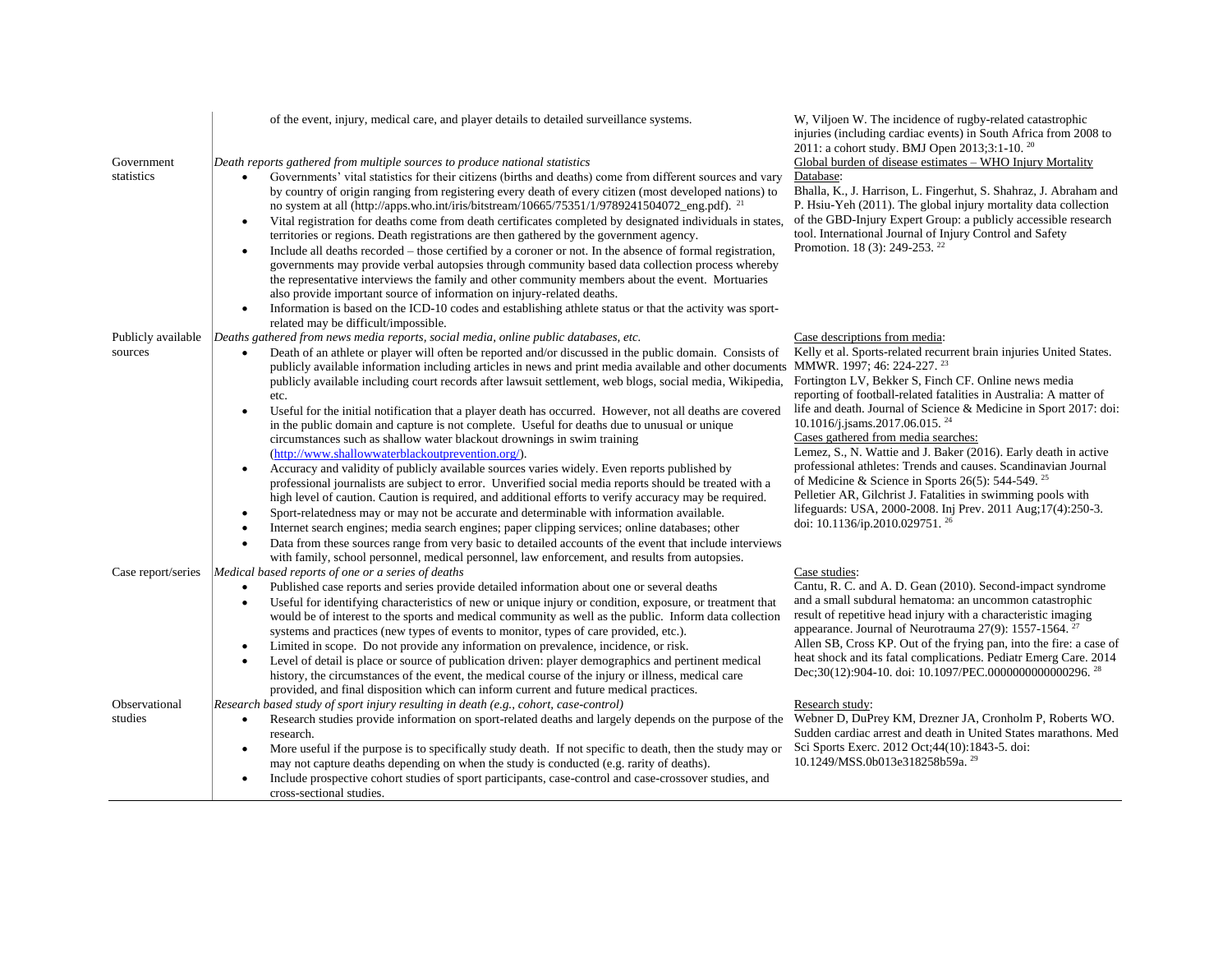| | | |
|---|---|---|
| | of the event, injury, medical care, and player details to detailed surveillance systems. | W, Viljoen W. The incidence of rugby-related catastrophic injuries (including cardiac events) in South Africa from 2008 to 2011: a cohort study. BMJ Open 2013;3:1-10. [20] |
| Government statistics | *Death reports gathered from multiple sources to produce national statistics*<br>• Governments' vital statistics for their citizens (births and deaths) come from different sources and vary by country of origin ranging from registering every death of every citizen (most developed nations) to no system at all (http://apps.who.int/iris/bitstream/10665/75351/1/9789241504072_eng.pdf). [21]<br>• Vital registration for deaths come from death certificates completed by designated individuals in states, territories or regions. Death registrations are then gathered by the government agency.<br>• Include all deaths recorded – those certified by a coroner or not. In the absence of formal registration, governments may provide verbal autopsies through community based data collection process whereby the representative interviews the family and other community members about the event. Mortuaries also provide important source of information on injury-related deaths.<br>• Information is based on the ICD-10 codes and establishing athlete status or that the activity was sport-related may be difficult/impossible. | Global burden of disease estimates – WHO Injury Mortality Database:<br>Bhalla, K., J. Harrison, L. Fingerhut, S. Shahraz, J. Abraham and P. Hsiu-Yeh (2011). The global injury mortality data collection of the GBD-Injury Expert Group: a publicly accessible research tool. International Journal of Injury Control and Safety Promotion. 18 (3): 249-253. [22] |
| Publicly available sources | *Deaths gathered from news media reports, social media, online public databases, etc.*<br>• Death of an athlete or player will often be reported and/or discussed in the public domain. Consists of publicly available information including articles in news and print media available and other documents publicly available including court records after lawsuit settlement, web blogs, social media, Wikipedia, etc.<br>• Useful for the initial notification that a player death has occurred. However, not all deaths are covered in the public domain and capture is not complete. Useful for deaths due to unusual or unique circumstances such as shallow water blackout drownings in swim training (http://www.shallowwaterblackoutprevention.org/).<br>• Accuracy and validity of publicly available sources varies widely. Even reports published by professional journalists are subject to error. Unverified social media reports should be treated with a high level of caution. Caution is required, and additional efforts to verify accuracy may be required.<br>• Sport-relatedness may or may not be accurate and determinable with information available.<br>• Internet search engines; media search engines; paper clipping services; online databases; other<br>• Data from these sources range from very basic to detailed accounts of the event that include interviews with family, school personnel, medical personnel, law enforcement, and results from autopsies. | Case descriptions from media:<br>Kelly et al. Sports-related recurrent brain injuries United States. MMWR. 1997; 46: 224-227. [23]<br>Fortington LV, Bekker S, Finch CF. Online news media reporting of football-related fatalities in Australia: A matter of life and death. Journal of Science & Medicine in Sport 2017: doi: 10.1016/j.jsams.2017.06.015. [24]<br>Cases gathered from media searches:<br>Lemez, S., N. Wattie and J. Baker (2016). Early death in active professional athletes: Trends and causes. Scandinavian Journal of Medicine & Science in Sports 26(5): 544-549. [25]<br>Pelletier AR, Gilchrist J. Fatalities in swimming pools with lifeguards: USA, 2000-2008. Inj Prev. 2011 Aug;17(4):250-3. doi: 10.1136/ip.2010.029751. [26] |
| Case report/series | *Medical based reports of one or a series of deaths*<br>• Published case reports and series provide detailed information about one or several deaths<br>• Useful for identifying characteristics of new or unique injury or condition, exposure, or treatment that would be of interest to the sports and medical community as well as the public. Inform data collection systems and practices (new types of events to monitor, types of care provided, etc.).<br>• Limited in scope. Do not provide any information on prevalence, incidence, or risk.<br>• Level of detail is place or source of publication driven: player demographics and pertinent medical history, the circumstances of the event, the medical course of the injury or illness, medical care provided, and final disposition which can inform current and future medical practices. | Case studies:<br>Cantu, R. C. and A. D. Gean (2010). Second-impact syndrome and a small subdural hematoma: an uncommon catastrophic result of repetitive head injury with a characteristic imaging appearance. Journal of Neurotrauma 27(9): 1557-1564. [27]<br>Allen SB, Cross KP. Out of the frying pan, into the fire: a case of heat shock and its fatal complications. Pediatr Emerg Care. 2014 Dec;30(12):904-10. doi: 10.1097/PEC.0000000000000296. [28] |
| Observational studies | *Research based study of sport injury resulting in death (e.g., cohort, case-control)*<br>• Research studies provide information on sport-related deaths and largely depends on the purpose of the research.<br>• More useful if the purpose is to specifically study death. If not specific to death, then the study may or may not capture deaths depending on when the study is conducted (e.g. rarity of deaths).<br>• Include prospective cohort studies of sport participants, case-control and case-crossover studies, and cross-sectional studies. | Research study:<br>Webner D, DuPrey KM, Drezner JA, Cronholm P, Roberts WO. Sudden cardiac arrest and death in United States marathons. Med Sci Sports Exerc. 2012 Oct;44(10):1843-5. doi: 10.1249/MSS.0b013e318258b59a. [29] |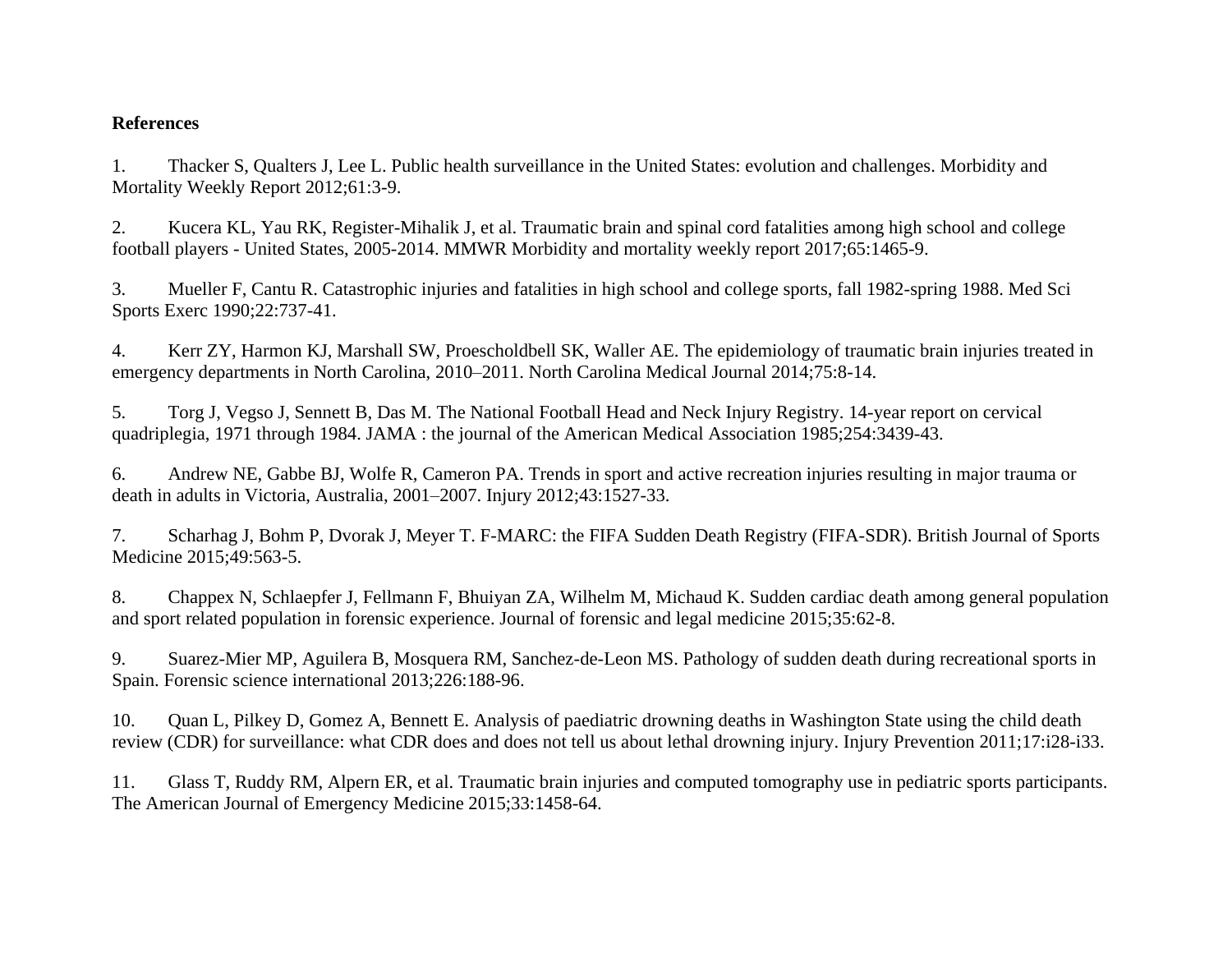**References**

1. Thacker S, Qualters J, Lee L. Public health surveillance in the United States: evolution and challenges. Morbidity and Mortality Weekly Report 2012;61:3-9.

2. Kucera KL, Yau RK, Register-Mihalik J, et al. Traumatic brain and spinal cord fatalities among high school and college football players - United States, 2005-2014. MMWR Morbidity and mortality weekly report 2017;65:1465-9.

3. Mueller F, Cantu R. Catastrophic injuries and fatalities in high school and college sports, fall 1982-spring 1988. Med Sci Sports Exerc 1990;22:737-41.

4. Kerr ZY, Harmon KJ, Marshall SW, Proescholdbell SK, Waller AE. The epidemiology of traumatic brain injuries treated in emergency departments in North Carolina, 2010–2011. North Carolina Medical Journal 2014;75:8-14.

5. Torg J, Vegso J, Sennett B, Das M. The National Football Head and Neck Injury Registry. 14-year report on cervical quadriplegia, 1971 through 1984. JAMA : the journal of the American Medical Association 1985;254:3439-43.

6. Andrew NE, Gabbe BJ, Wolfe R, Cameron PA. Trends in sport and active recreation injuries resulting in major trauma or death in adults in Victoria, Australia, 2001–2007. Injury 2012;43:1527-33.

7. Scharhag J, Bohm P, Dvorak J, Meyer T. F-MARC: the FIFA Sudden Death Registry (FIFA-SDR). British Journal of Sports Medicine 2015;49:563-5.

8. Chappex N, Schlaepfer J, Fellmann F, Bhuiyan ZA, Wilhelm M, Michaud K. Sudden cardiac death among general population and sport related population in forensic experience. Journal of forensic and legal medicine 2015;35:62-8.

9. Suarez-Mier MP, Aguilera B, Mosquera RM, Sanchez-de-Leon MS. Pathology of sudden death during recreational sports in Spain. Forensic science international 2013;226:188-96.

10. Quan L, Pilkey D, Gomez A, Bennett E. Analysis of paediatric drowning deaths in Washington State using the child death review (CDR) for surveillance: what CDR does and does not tell us about lethal drowning injury. Injury Prevention 2011;17:i28-i33.

11. Glass T, Ruddy RM, Alpern ER, et al. Traumatic brain injuries and computed tomography use in pediatric sports participants. The American Journal of Emergency Medicine 2015;33:1458-64.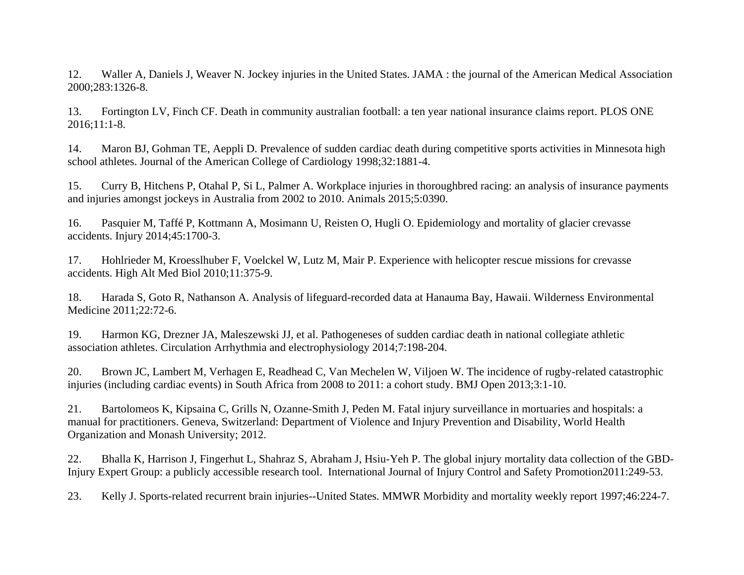12. Waller A, Daniels J, Weaver N. Jockey injuries in the United States. JAMA : the journal of the American Medical Association 2000;283:1326-8.

13. Fortington LV, Finch CF. Death in community australian football: a ten year national insurance claims report. PLOS ONE 2016;11:1-8.

14. Maron BJ, Gohman TE, Aeppli D. Prevalence of sudden cardiac death during competitive sports activities in Minnesota high school athletes. Journal of the American College of Cardiology 1998;32:1881-4.

15. Curry B, Hitchens P, Otahal P, Si L, Palmer A. Workplace injuries in thoroughbred racing: an analysis of insurance payments and injuries amongst jockeys in Australia from 2002 to 2010. Animals 2015;5:0390.

16. Pasquier M, Taffé P, Kottmann A, Mosimann U, Reisten O, Hugli O. Epidemiology and mortality of glacier crevasse accidents. Injury 2014;45:1700-3.

17. Hohlrieder M, Kroesslhuber F, Voelckel W, Lutz M, Mair P. Experience with helicopter rescue missions for crevasse accidents. High Alt Med Biol 2010;11:375-9.

18. Harada S, Goto R, Nathanson A. Analysis of lifeguard-recorded data at Hanauma Bay, Hawaii. Wilderness Environmental Medicine 2011;22:72-6.

19. Harmon KG, Drezner JA, Maleszewski JJ, et al. Pathogeneses of sudden cardiac death in national collegiate athletic association athletes. Circulation Arrhythmia and electrophysiology 2014;7:198-204.

20. Brown JC, Lambert M, Verhagen E, Readhead C, Van Mechelen W, Viljoen W. The incidence of rugby-related catastrophic injuries (including cardiac events) in South Africa from 2008 to 2011: a cohort study. BMJ Open 2013;3:1-10.

21. Bartolomeos K, Kipsaina C, Grills N, Ozanne-Smith J, Peden M. Fatal injury surveillance in mortuaries and hospitals: a manual for practitioners. Geneva, Switzerland: Department of Violence and Injury Prevention and Disability, World Health Organization and Monash University; 2012.

22. Bhalla K, Harrison J, Fingerhut L, Shahraz S, Abraham J, Hsiu-Yeh P. The global injury mortality data collection of the GBD-Injury Expert Group: a publicly accessible research tool. International Journal of Injury Control and Safety Promotion2011:249-53.

23. Kelly J. Sports-related recurrent brain injuries--United States. MMWR Morbidity and mortality weekly report 1997;46:224-7.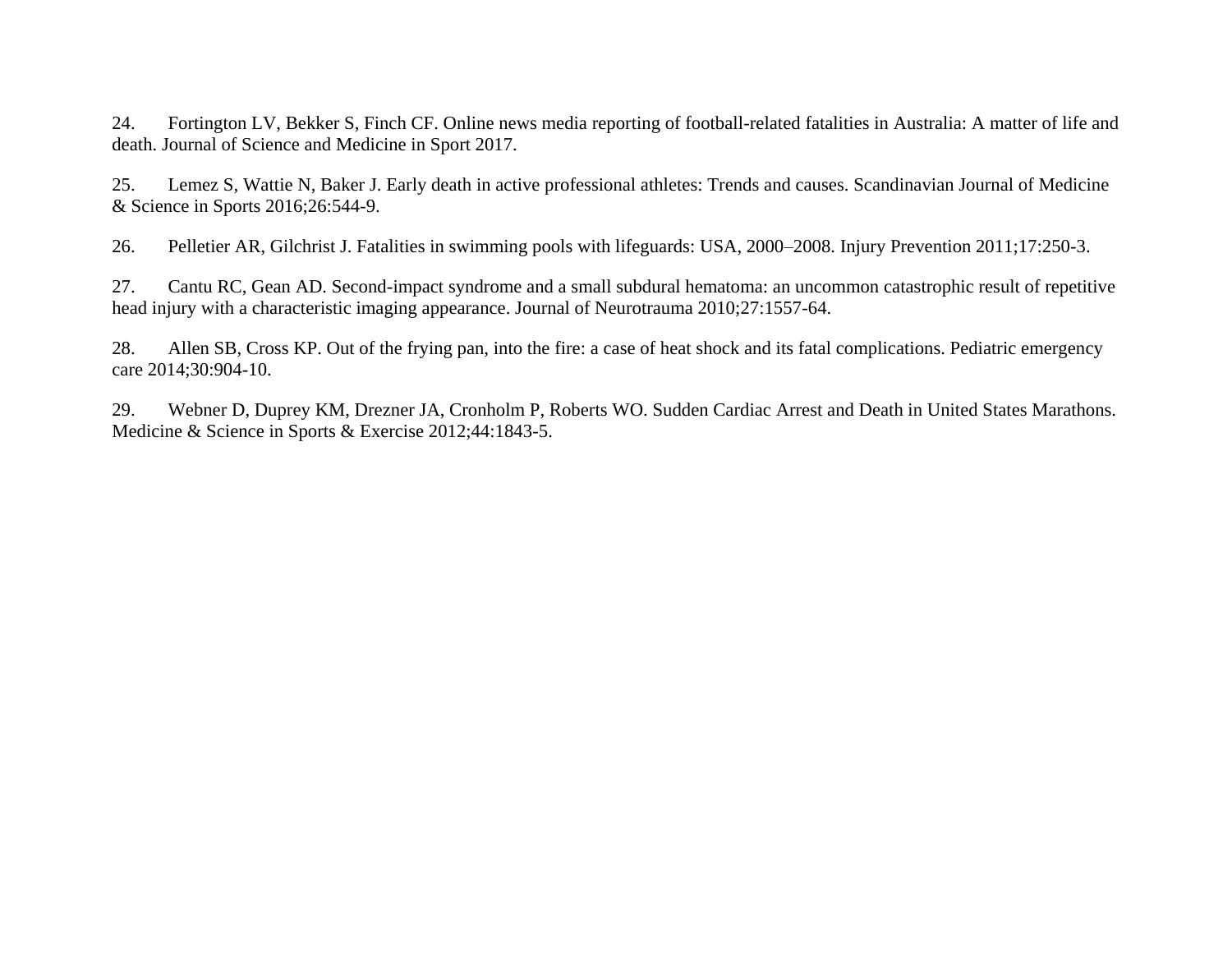24. Fortington LV, Bekker S, Finch CF. Online news media reporting of football-related fatalities in Australia: A matter of life and death. Journal of Science and Medicine in Sport 2017.

25. Lemez S, Wattie N, Baker J. Early death in active professional athletes: Trends and causes. Scandinavian Journal of Medicine & Science in Sports 2016;26:544-9.

26. Pelletier AR, Gilchrist J. Fatalities in swimming pools with lifeguards: USA, 2000–2008. Injury Prevention 2011;17:250-3.

27. Cantu RC, Gean AD. Second-impact syndrome and a small subdural hematoma: an uncommon catastrophic result of repetitive head injury with a characteristic imaging appearance. Journal of Neurotrauma 2010;27:1557-64.

28. Allen SB, Cross KP. Out of the frying pan, into the fire: a case of heat shock and its fatal complications. Pediatric emergency care 2014;30:904-10.

29. Webner D, Duprey KM, Drezner JA, Cronholm P, Roberts WO. Sudden Cardiac Arrest and Death in United States Marathons. Medicine & Science in Sports & Exercise 2012;44:1843-5.